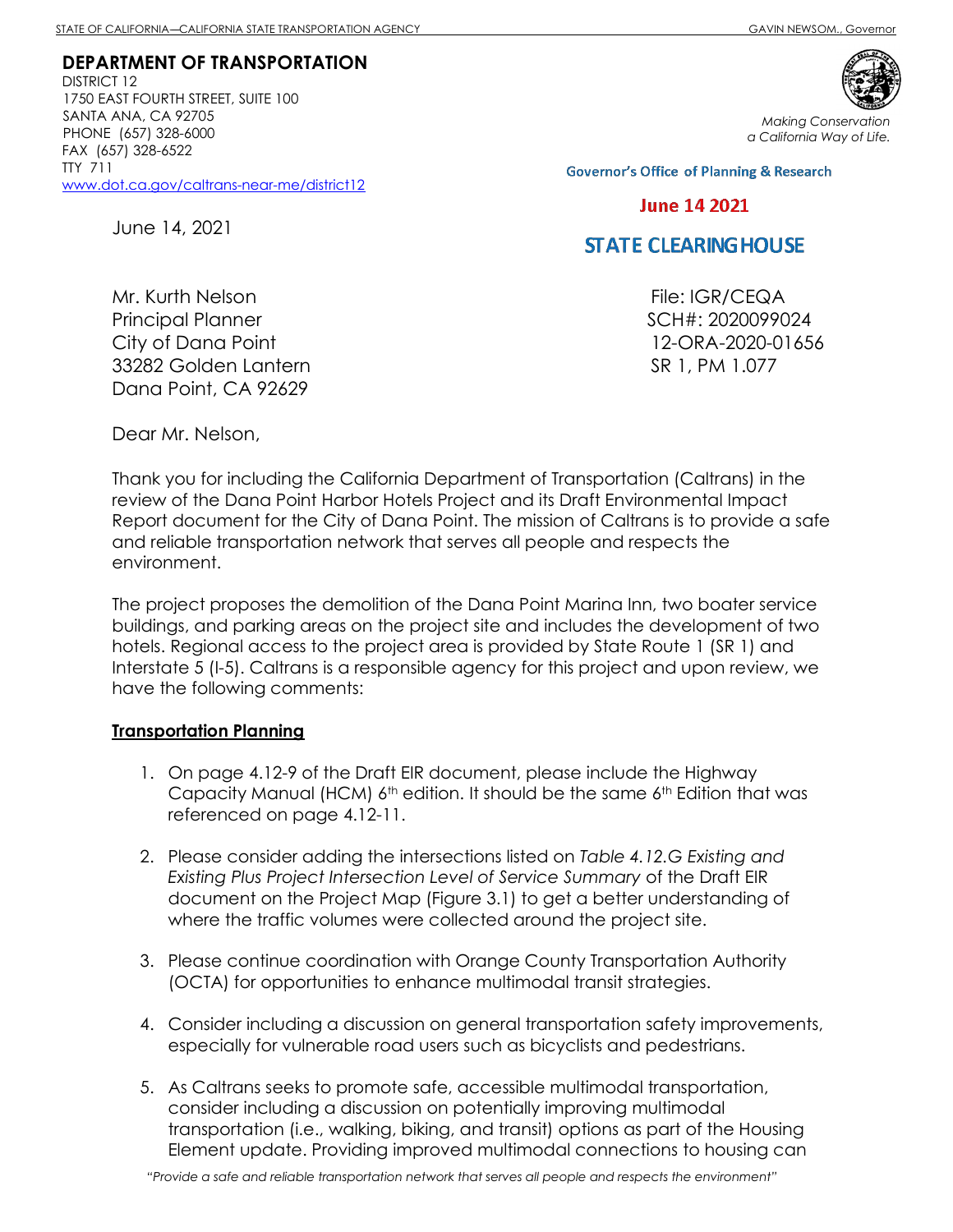STATE OF CALIFORNIA—CALIFORNIA STATE TRANSPORTATION AGENCY GAVIN NEWSOM., Governor

**DEPARTMENT OF TRANSPORTATION**
DISTRICT 12
1750 EAST FOURTH STREET, SUITE 100
SANTA ANA, CA 92705
PHONE (657) 328-6000
FAX (657) 328-6522
TTY 711
www.dot.ca.gov/caltrans-near-me/district12

*Making Conservation a California Way of Life.*

Governor's Office of Planning & Research

June 14 2021

STATE CLEARINGHOUSE

June 14, 2021

Mr. Kurth Nelson
Principal Planner
City of Dana Point
33282 Golden Lantern
Dana Point, CA 92629

File: IGR/CEQA
SCH#: 2020099024
12-ORA-2020-01656
SR 1, PM 1.077

Dear Mr. Nelson,

Thank you for including the California Department of Transportation (Caltrans) in the review of the Dana Point Harbor Hotels Project and its Draft Environmental Impact Report document for the City of Dana Point. The mission of Caltrans is to provide a safe and reliable transportation network that serves all people and respects the environment.

The project proposes the demolition of the Dana Point Marina Inn, two boater service buildings, and parking areas on the project site and includes the development of two hotels. Regional access to the project area is provided by State Route 1 (SR 1) and Interstate 5 (I-5). Caltrans is a responsible agency for this project and upon review, we have the following comments:

**Transportation Planning**

1. On page 4.12-9 of the Draft EIR document, please include the Highway Capacity Manual (HCM) 6th edition. It should be the same 6th Edition that was referenced on page 4.12-11.
2. Please consider adding the intersections listed on *Table 4.12.G Existing and Existing Plus Project Intersection Level of Service Summary* of the Draft EIR document on the Project Map (Figure 3.1) to get a better understanding of where the traffic volumes were collected around the project site.
3. Please continue coordination with Orange County Transportation Authority (OCTA) for opportunities to enhance multimodal transit strategies.
4. Consider including a discussion on general transportation safety improvements, especially for vulnerable road users such as bicyclists and pedestrians.
5. As Caltrans seeks to promote safe, accessible multimodal transportation, consider including a discussion on potentially improving multimodal transportation (i.e., walking, biking, and transit) options as part of the Housing Element update. Providing improved multimodal connections to housing can

*"Provide a safe and reliable transportation network that serves all people and respects the environment"*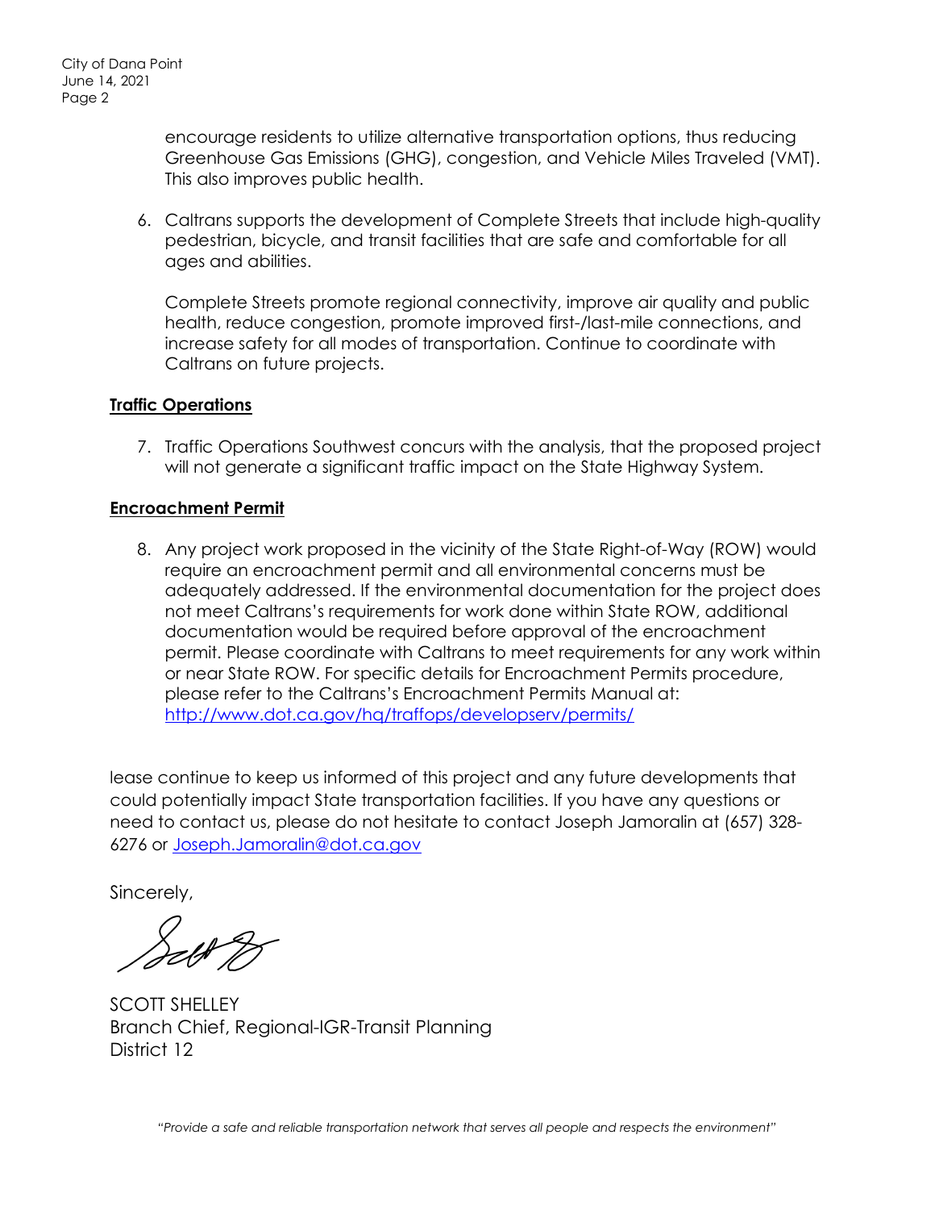encourage residents to utilize alternative transportation options, thus reducing Greenhouse Gas Emissions (GHG), congestion, and Vehicle Miles Traveled (VMT). This also improves public health.

6. Caltrans supports the development of Complete Streets that include high-quality pedestrian, bicycle, and transit facilities that are safe and comfortable for all ages and abilities.

   Complete Streets promote regional connectivity, improve air quality and public health, reduce congestion, promote improved first-/last-mile connections, and increase safety for all modes of transportation. Continue to coordinate with Caltrans on future projects.

**Traffic Operations**

7. Traffic Operations Southwest concurs with the analysis, that the proposed project will not generate a significant traffic impact on the State Highway System.

**Encroachment Permit**

8. Any project work proposed in the vicinity of the State Right-of-Way (ROW) would require an encroachment permit and all environmental concerns must be adequately addressed. If the environmental documentation for the project does not meet Caltrans's requirements for work done within State ROW, additional documentation would be required before approval of the encroachment permit. Please coordinate with Caltrans to meet requirements for any work within or near State ROW. For specific details for Encroachment Permits procedure, please refer to the Caltrans's Encroachment Permits Manual at: http://www.dot.ca.gov/hq/traffops/developserv/permits/

lease continue to keep us informed of this project and any future developments that could potentially impact State transportation facilities. If you have any questions or need to contact us, please do not hesitate to contact Joseph Jamoralin at (657) 328-6276 or Joseph.Jamoralin@dot.ca.gov

Sincerely,

SCOTT SHELLEY
Branch Chief, Regional-IGR-Transit Planning
District 12

*"Provide a safe and reliable transportation network that serves all people and respects the environment"*